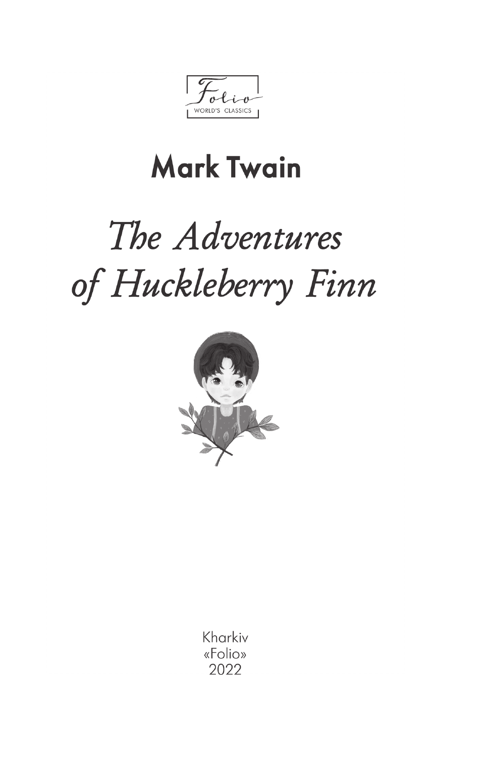Folio
WORLD'S CLASSICS

## Mark Twain

# *The Adventures of Huckleberry Finn*

Kharkiv
«Folio»
2022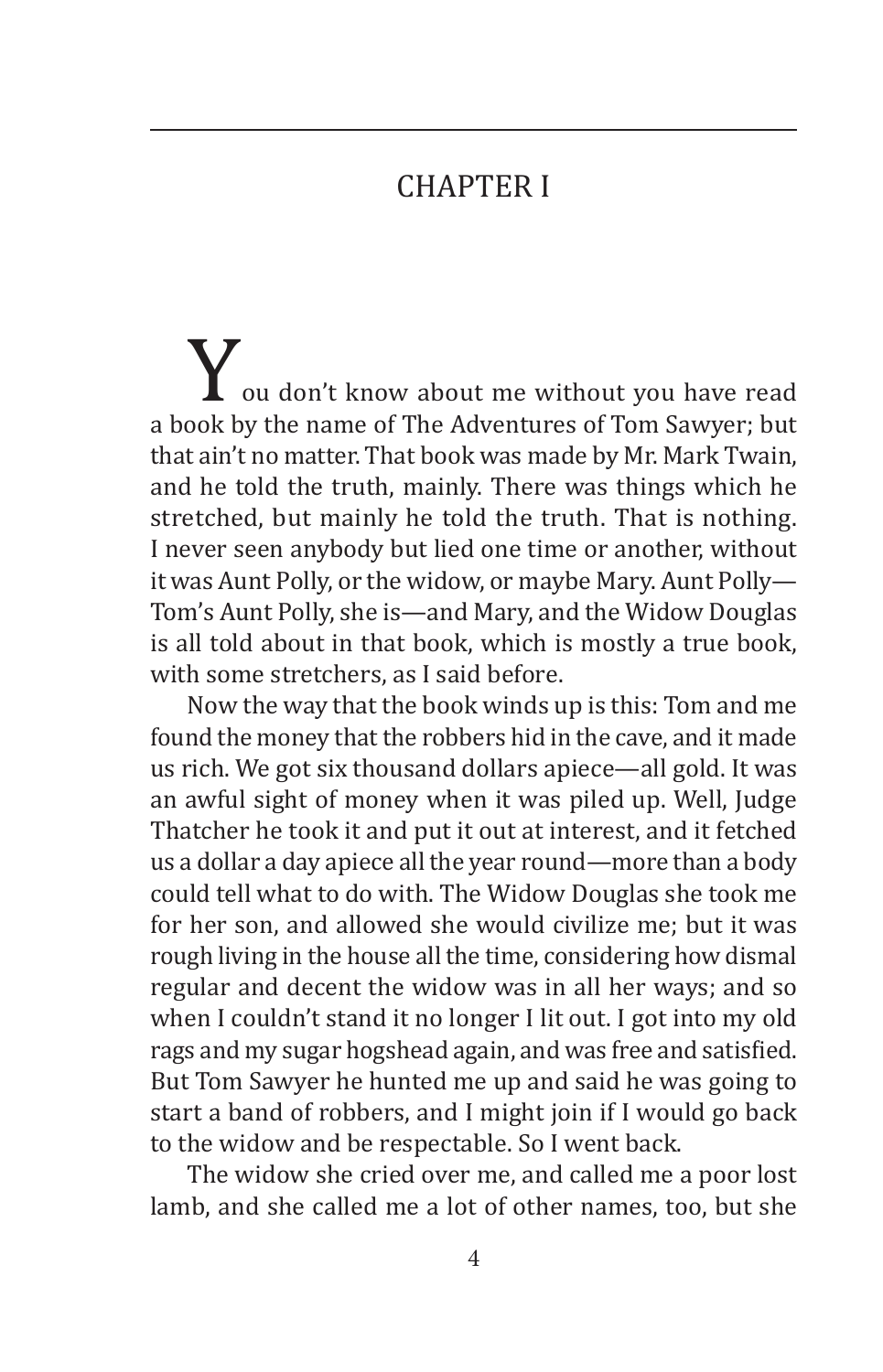# CHAPTER I

You don't know about me without you have read a book by the name of The Adventures of Tom Sawyer; but that ain't no matter. That book was made by Mr. Mark Twain, and he told the truth, mainly. There was things which he stretched, but mainly he told the truth. That is nothing. I never seen anybody but lied one time or another, without it was Aunt Polly, or the widow, or maybe Mary. Aunt Polly—Tom's Aunt Polly, she is—and Mary, and the Widow Douglas is all told about in that book, which is mostly a true book, with some stretchers, as I said before.

Now the way that the book winds up is this: Tom and me found the money that the robbers hid in the cave, and it made us rich. We got six thousand dollars apiece—all gold. It was an awful sight of money when it was piled up. Well, Judge Thatcher he took it and put it out at interest, and it fetched us a dollar a day apiece all the year round—more than a body could tell what to do with. The Widow Douglas she took me for her son, and allowed she would civilize me; but it was rough living in the house all the time, considering how dismal regular and decent the widow was in all her ways; and so when I couldn't stand it no longer I lit out. I got into my old rags and my sugar hogshead again, and was free and satisfied. But Tom Sawyer he hunted me up and said he was going to start a band of robbers, and I might join if I would go back to the widow and be respectable. So I went back.

The widow she cried over me, and called me a poor lost lamb, and she called me a lot of other names, too, but she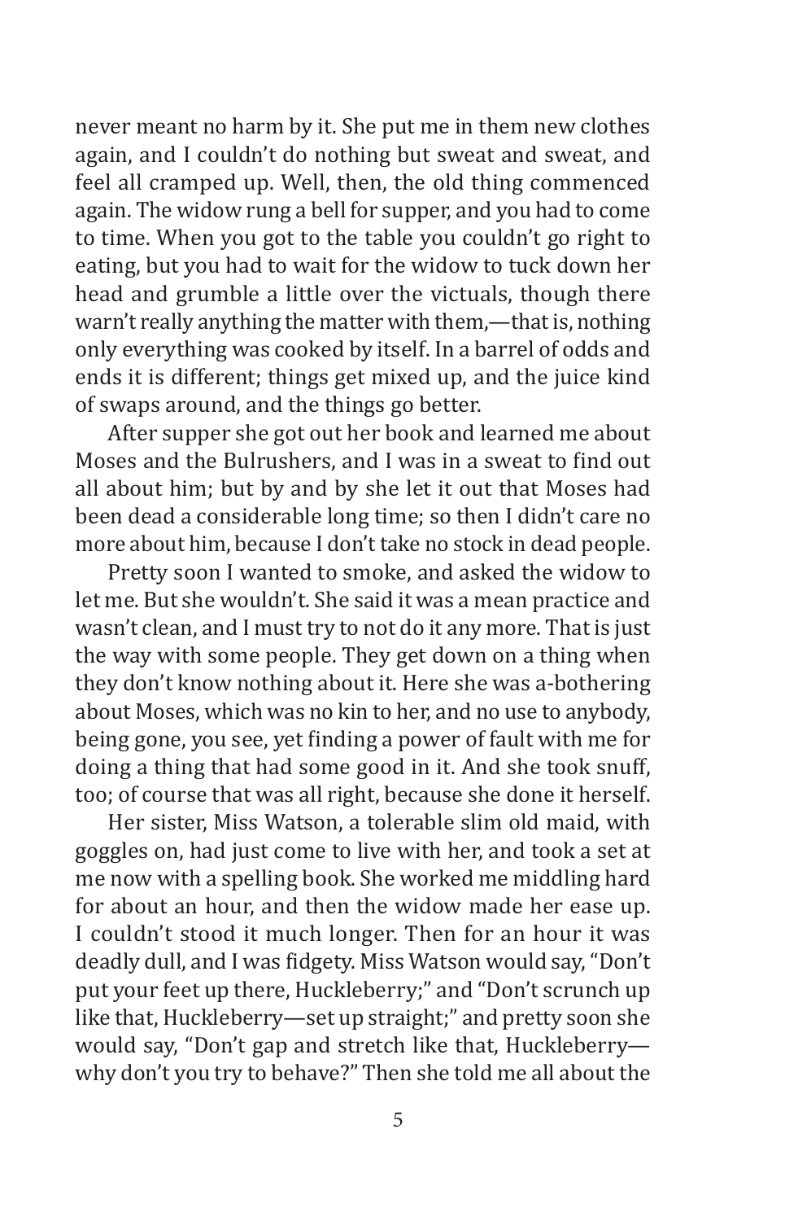never meant no harm by it. She put me in them new clothes again, and I couldn't do nothing but sweat and sweat, and feel all cramped up. Well, then, the old thing commenced again. The widow rung a bell for supper, and you had to come to time. When you got to the table you couldn't go right to eating, but you had to wait for the widow to tuck down her head and grumble a little over the victuals, though there warn't really anything the matter with them,—that is, nothing only everything was cooked by itself. In a barrel of odds and ends it is different; things get mixed up, and the juice kind of swaps around, and the things go better.

After supper she got out her book and learned me about Moses and the Bulrushers, and I was in a sweat to find out all about him; but by and by she let it out that Moses had been dead a considerable long time; so then I didn't care no more about him, because I don't take no stock in dead people.

Pretty soon I wanted to smoke, and asked the widow to let me. But she wouldn't. She said it was a mean practice and wasn't clean, and I must try to not do it any more. That is just the way with some people. They get down on a thing when they don't know nothing about it. Here she was a-bothering about Moses, which was no kin to her, and no use to anybody, being gone, you see, yet finding a power of fault with me for doing a thing that had some good in it. And she took snuff, too; of course that was all right, because she done it herself.

Her sister, Miss Watson, a tolerable slim old maid, with goggles on, had just come to live with her, and took a set at me now with a spelling book. She worked me middling hard for about an hour, and then the widow made her ease up. I couldn't stood it much longer. Then for an hour it was deadly dull, and I was fidgety. Miss Watson would say, "Don't put your feet up there, Huckleberry;" and "Don't scrunch up like that, Huckleberry—set up straight;" and pretty soon she would say, "Don't gap and stretch like that, Huckleberry—why don't you try to behave?" Then she told me all about the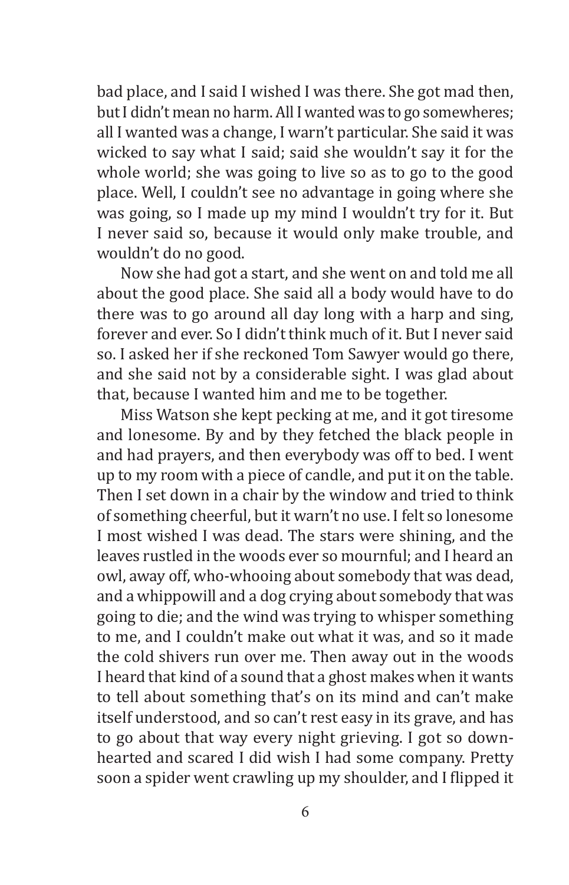bad place, and I said I wished I was there. She got mad then, but I didn't mean no harm. All I wanted was to go somewheres; all I wanted was a change, I warn't particular. She said it was wicked to say what I said; said she wouldn't say it for the whole world; she was going to live so as to go to the good place. Well, I couldn't see no advantage in going where she was going, so I made up my mind I wouldn't try for it. But I never said so, because it would only make trouble, and wouldn't do no good.

Now she had got a start, and she went on and told me all about the good place. She said all a body would have to do there was to go around all day long with a harp and sing, forever and ever. So I didn't think much of it. But I never said so. I asked her if she reckoned Tom Sawyer would go there, and she said not by a considerable sight. I was glad about that, because I wanted him and me to be together.

Miss Watson she kept pecking at me, and it got tiresome and lonesome. By and by they fetched the black people in and had prayers, and then everybody was off to bed. I went up to my room with a piece of candle, and put it on the table. Then I set down in a chair by the window and tried to think of something cheerful, but it warn't no use. I felt so lonesome I most wished I was dead. The stars were shining, and the leaves rustled in the woods ever so mournful; and I heard an owl, away off, who-whooing about somebody that was dead, and a whippowill and a dog crying about somebody that was going to die; and the wind was trying to whisper something to me, and I couldn't make out what it was, and so it made the cold shivers run over me. Then away out in the woods I heard that kind of a sound that a ghost makes when it wants to tell about something that's on its mind and can't make itself understood, and so can't rest easy in its grave, and has to go about that way every night grieving. I got so downhearted and scared I did wish I had some company. Pretty soon a spider went crawling up my shoulder, and I flipped it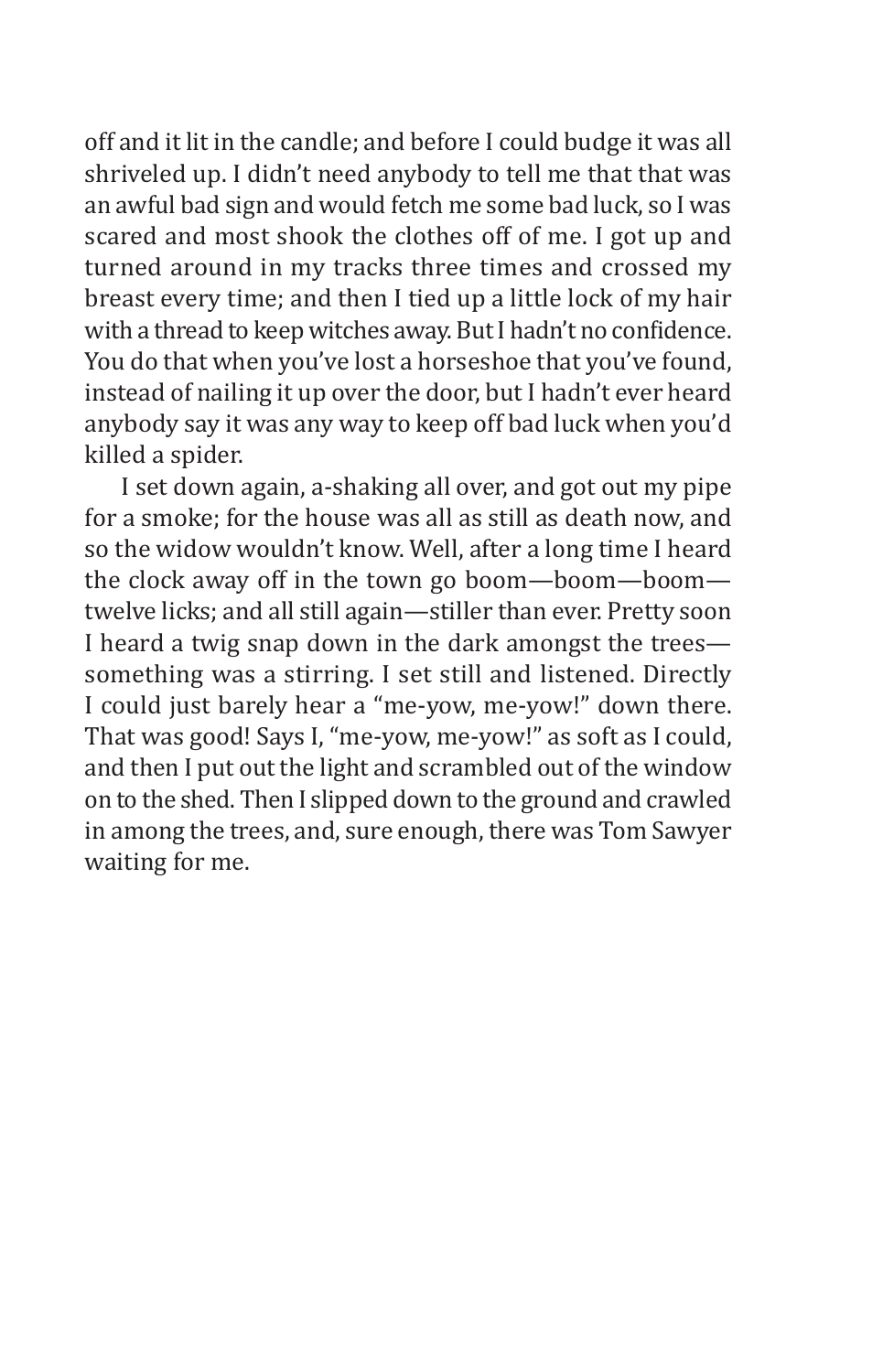off and it lit in the candle; and before I could budge it was all shriveled up. I didn't need anybody to tell me that that was an awful bad sign and would fetch me some bad luck, so I was scared and most shook the clothes off of me. I got up and turned around in my tracks three times and crossed my breast every time; and then I tied up a little lock of my hair with a thread to keep witches away. But I hadn't no confidence. You do that when you've lost a horseshoe that you've found, instead of nailing it up over the door, but I hadn't ever heard anybody say it was any way to keep off bad luck when you'd killed a spider.

I set down again, a-shaking all over, and got out my pipe for a smoke; for the house was all as still as death now, and so the widow wouldn't know. Well, after a long time I heard the clock away off in the town go boom—boom—boom—twelve licks; and all still again—stiller than ever. Pretty soon I heard a twig snap down in the dark amongst the trees—something was a stirring. I set still and listened. Directly I could just barely hear a "me-yow, me-yow!" down there. That was good! Says I, "me-yow, me-yow!" as soft as I could, and then I put out the light and scrambled out of the window on to the shed. Then I slipped down to the ground and crawled in among the trees, and, sure enough, there was Tom Sawyer waiting for me.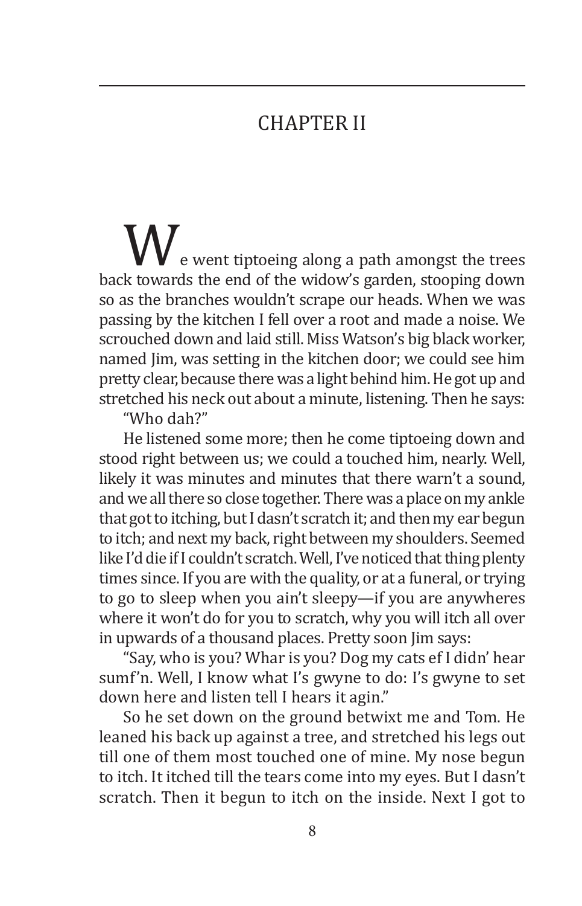## CHAPTER II

We went tiptoeing along a path amongst the trees back towards the end of the widow's garden, stooping down so as the branches wouldn't scrape our heads. When we was passing by the kitchen I fell over a root and made a noise. We scrouched down and laid still. Miss Watson's big black worker, named Jim, was setting in the kitchen door; we could see him pretty clear, because there was a light behind him. He got up and stretched his neck out about a minute, listening. Then he says:

"Who dah?"

He listened some more; then he come tiptoeing down and stood right between us; we could a touched him, nearly. Well, likely it was minutes and minutes that there warn't a sound, and we all there so close together. There was a place on my ankle that got to itching, but I dasn't scratch it; and then my ear begun to itch; and next my back, right between my shoulders. Seemed like I'd die if I couldn't scratch. Well, I've noticed that thing plenty times since. If you are with the quality, or at a funeral, or trying to go to sleep when you ain't sleepy—if you are anywheres where it won't do for you to scratch, why you will itch all over in upwards of a thousand places. Pretty soon Jim says:

"Say, who is you? Whar is you? Dog my cats ef I didn' hear sumf'n. Well, I know what I's gwyne to do: I's gwyne to set down here and listen tell I hears it agin."

So he set down on the ground betwixt me and Tom. He leaned his back up against a tree, and stretched his legs out till one of them most touched one of mine. My nose begun to itch. It itched till the tears come into my eyes. But I dasn't scratch. Then it begun to itch on the inside. Next I got to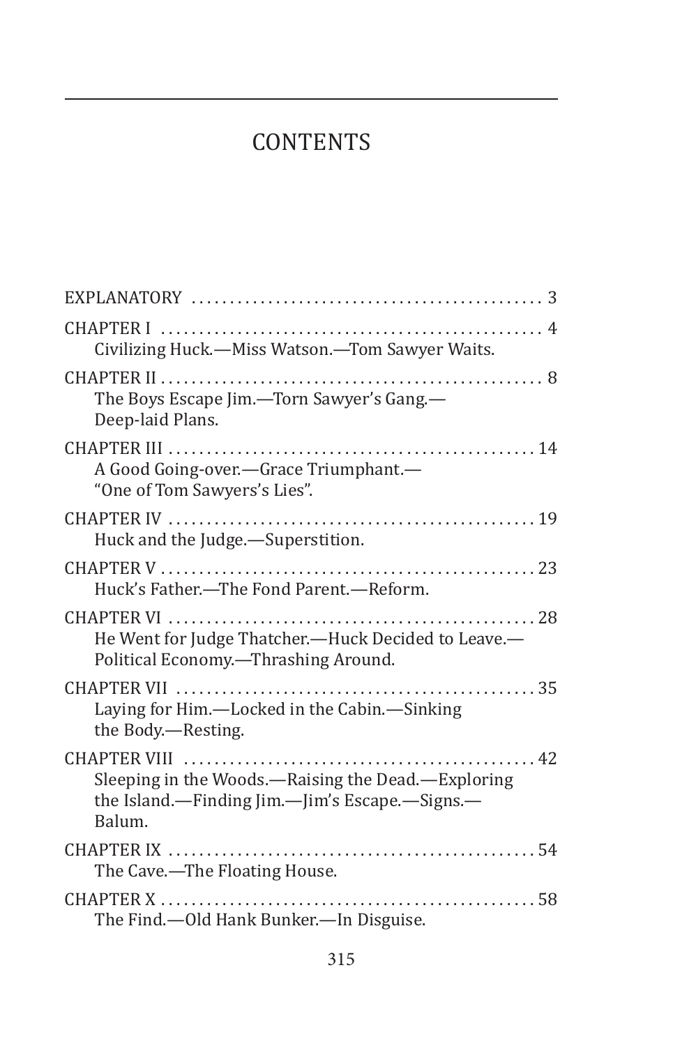# CONTENTS

EXPLANATORY ............................................. 3

CHAPTER I ................................................. 4
Civilizing Huck.—Miss Watson.—Tom Sawyer Waits.

CHAPTER II ................................................ 8
The Boys Escape Jim.—Torn Sawyer's Gang.—
Deep-laid Plans.

CHAPTER III ............................................... 14
A Good Going-over.—Grace Triumphant.—
"One of Tom Sawyers's Lies".

CHAPTER IV ................................................ 19
Huck and the Judge.—Superstition.

CHAPTER V ................................................. 23
Huck's Father.—The Fond Parent.—Reform.

CHAPTER VI ................................................ 28
He Went for Judge Thatcher.—Huck Decided to Leave.—
Political Economy.—Thrashing Around.

CHAPTER VII ............................................... 35
Laying for Him.—Locked in the Cabin.—Sinking
the Body.—Resting.

CHAPTER VIII .............................................. 42
Sleeping in the Woods.—Raising the Dead.—Exploring
the Island.—Finding Jim.—Jim's Escape.—Signs.—
Balum.

CHAPTER IX ................................................ 54
The Cave.—The Floating House.

CHAPTER X ................................................. 58
The Find.—Old Hank Bunker.—In Disguise.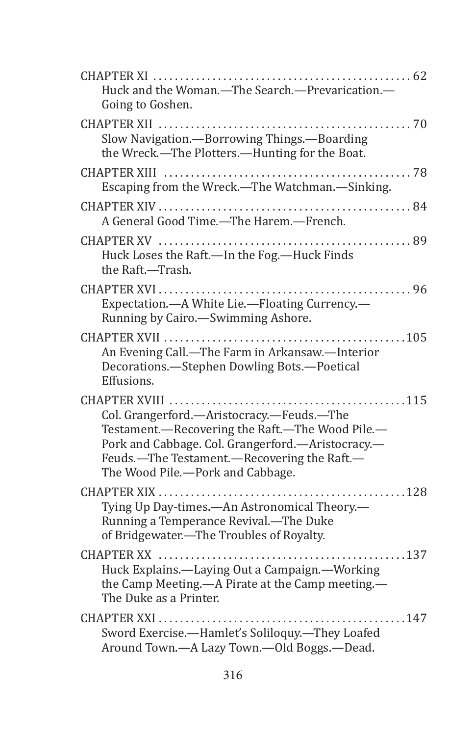CHAPTER XI ... 62
Huck and the Woman.—The Search.—Prevarication.—Going to Goshen.

CHAPTER XII ... 70
Slow Navigation.—Borrowing Things.—Boarding the Wreck.—The Plotters.—Hunting for the Boat.

CHAPTER XIII ... 78
Escaping from the Wreck.—The Watchman.—Sinking.

CHAPTER XIV ... 84
A General Good Time.—The Harem.—French.

CHAPTER XV ... 89
Huck Loses the Raft.—In the Fog.—Huck Finds the Raft.—Trash.

CHAPTER XVI ... 96
Expectation.—A White Lie.—Floating Currency.—Running by Cairo.—Swimming Ashore.

CHAPTER XVII ... 105
An Evening Call.—The Farm in Arkansaw.—Interior Decorations.—Stephen Dowling Bots.—Poetical Effusions.

CHAPTER XVIII ... 115
Col. Grangerford.—Aristocracy.—Feuds.—The Testament.—Recovering the Raft.—The Wood Pile.—Pork and Cabbage. Col. Grangerford.—Aristocracy.—Feuds.—The Testament.—Recovering the Raft.—The Wood Pile.—Pork and Cabbage.

CHAPTER XIX ... 128
Tying Up Day-times.—An Astronomical Theory.—Running a Temperance Revival.—The Duke of Bridgewater.—The Troubles of Royalty.

CHAPTER XX ... 137
Huck Explains.—Laying Out a Campaign.—Working the Camp Meeting.—A Pirate at the Camp meeting.—The Duke as a Printer.

CHAPTER XXI ... 147
Sword Exercise.—Hamlet's Soliloquy.—They Loafed Around Town.—A Lazy Town.—Old Boggs.—Dead.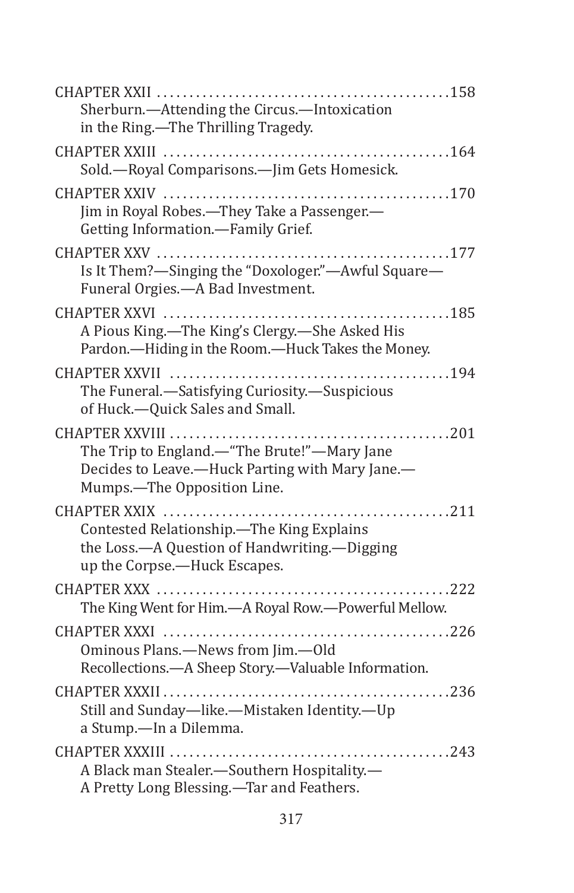CHAPTER XXII ............................................158
Sherburn.—Attending the Circus.—Intoxication in the Ring.—The Thrilling Tragedy.

CHAPTER XXIII ...........................................164
Sold.—Royal Comparisons.—Jim Gets Homesick.

CHAPTER XXIV ...........................................170
Jim in Royal Robes.—They Take a Passenger.—Getting Information.—Family Grief.

CHAPTER XXV ............................................177
Is It Them?—Singing the "Doxologer."—Awful Square—Funeral Orgies.—A Bad Investment.

CHAPTER XXVI ...........................................185
A Pious King.—The King's Clergy.—She Asked His Pardon.—Hiding in the Room.—Huck Takes the Money.

CHAPTER XXVII ..........................................194
The Funeral.—Satisfying Curiosity.—Suspicious of Huck.—Quick Sales and Small.

CHAPTER XXVIII ..........................................201
The Trip to England.—"The Brute!"—Mary Jane Decides to Leave.—Huck Parting with Mary Jane.—Mumps.—The Opposition Line.

CHAPTER XXIX ...........................................211
Contested Relationship.—The King Explains the Loss.—A Question of Handwriting.—Digging up the Corpse.—Huck Escapes.

CHAPTER XXX ............................................222
The King Went for Him.—A Royal Row.—Powerful Mellow.

CHAPTER XXXI ...........................................226
Ominous Plans.—News from Jim.—Old Recollections.—A Sheep Story.—Valuable Information.

CHAPTER XXXII ...........................................236
Still and Sunday—like.—Mistaken Identity.—Up a Stump.—In a Dilemma.

CHAPTER XXXIII ..........................................243
A Black man Stealer.—Southern Hospitality.—A Pretty Long Blessing.—Tar and Feathers.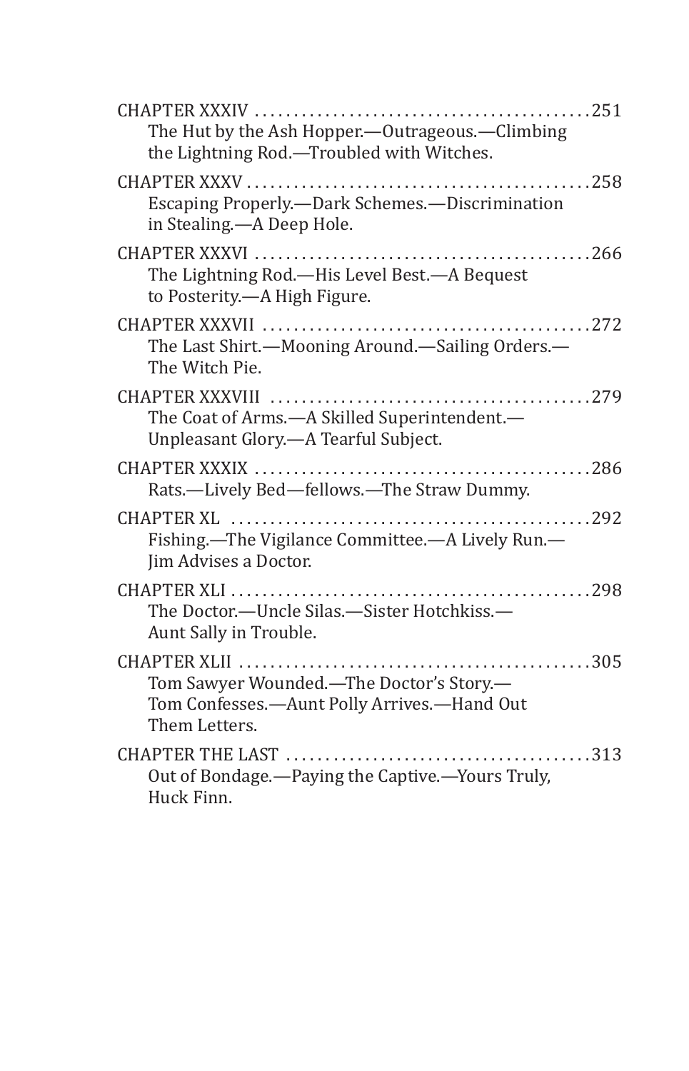CHAPTER XXXIV .......................................... 251
The Hut by the Ash Hopper.—Outrageous.—Climbing the Lightning Rod.—Troubled with Witches.

CHAPTER XXXV .......................................... 258
Escaping Properly.—Dark Schemes.—Discrimination in Stealing.—A Deep Hole.

CHAPTER XXXVI .......................................... 266
The Lightning Rod.—His Level Best.—A Bequest to Posterity.—A High Figure.

CHAPTER XXXVII .......................................... 272
The Last Shirt.—Mooning Around.—Sailing Orders.—The Witch Pie.

CHAPTER XXXVIII .......................................... 279
The Coat of Arms.—A Skilled Superintendent.—Unpleasant Glory.—A Tearful Subject.

CHAPTER XXXIX .......................................... 286
Rats.—Lively Bed—fellows.—The Straw Dummy.

CHAPTER XL .......................................... 292
Fishing.—The Vigilance Committee.—A Lively Run.—Jim Advises a Doctor.

CHAPTER XLI .......................................... 298
The Doctor.—Uncle Silas.—Sister Hotchkiss.—Aunt Sally in Trouble.

CHAPTER XLII .......................................... 305
Tom Sawyer Wounded.—The Doctor's Story.—Tom Confesses.—Aunt Polly Arrives.—Hand Out Them Letters.

CHAPTER THE LAST .......................................... 313
Out of Bondage.—Paying the Captive.—Yours Truly, Huck Finn.